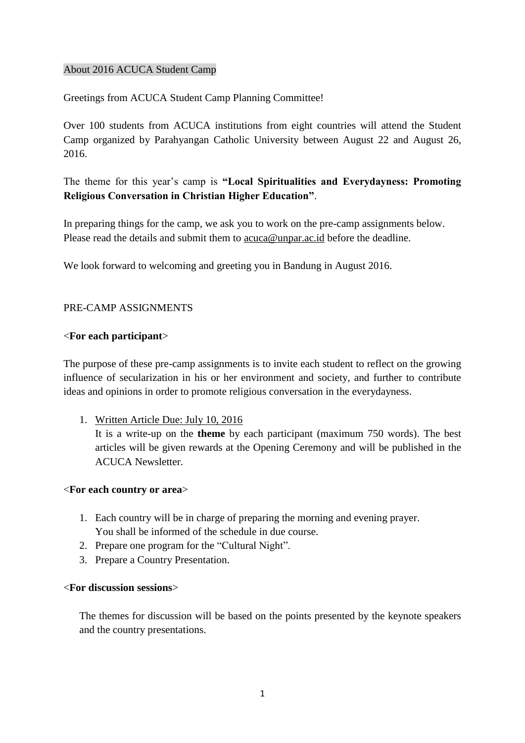# About 2016 ACUCA Student Camp

Greetings from ACUCA Student Camp Planning Committee!

Over 100 students from ACUCA institutions from eight countries will attend the Student Camp organized by Parahyangan Catholic University between August 22 and August 26, 2016.

The theme for this year's camp is **"Local Spiritualities and Everydayness: Promoting Religious Conversation in Christian Higher Education"**.

In preparing things for the camp, we ask you to work on the pre-camp assignments below. Please read the details and submit them to acuca@unpar.ac.id before the deadline.

We look forward to welcoming and greeting you in Bandung in August 2016.

## PRE-CAMP ASSIGNMENTS

### <For each participant>

The purpose of these pre-camp assignments is to invite each student to reflect on the growing influence of secularization in his or her environment and society, and further to contribute ideas and opinions in order to promote religious conversation in the everydayness.

1. Written Article Due: July 10, 2016
   It is a write-up on the **theme** by each participant (maximum 750 words). The best articles will be given rewards at the Opening Ceremony and will be published in the ACUCA Newsletter.

### <For each country or area>

1. Each country will be in charge of preparing the morning and evening prayer. You shall be informed of the schedule in due course.
2. Prepare one program for the "Cultural Night".
3. Prepare a Country Presentation.

### <For discussion sessions>

The themes for discussion will be based on the points presented by the keynote speakers and the country presentations.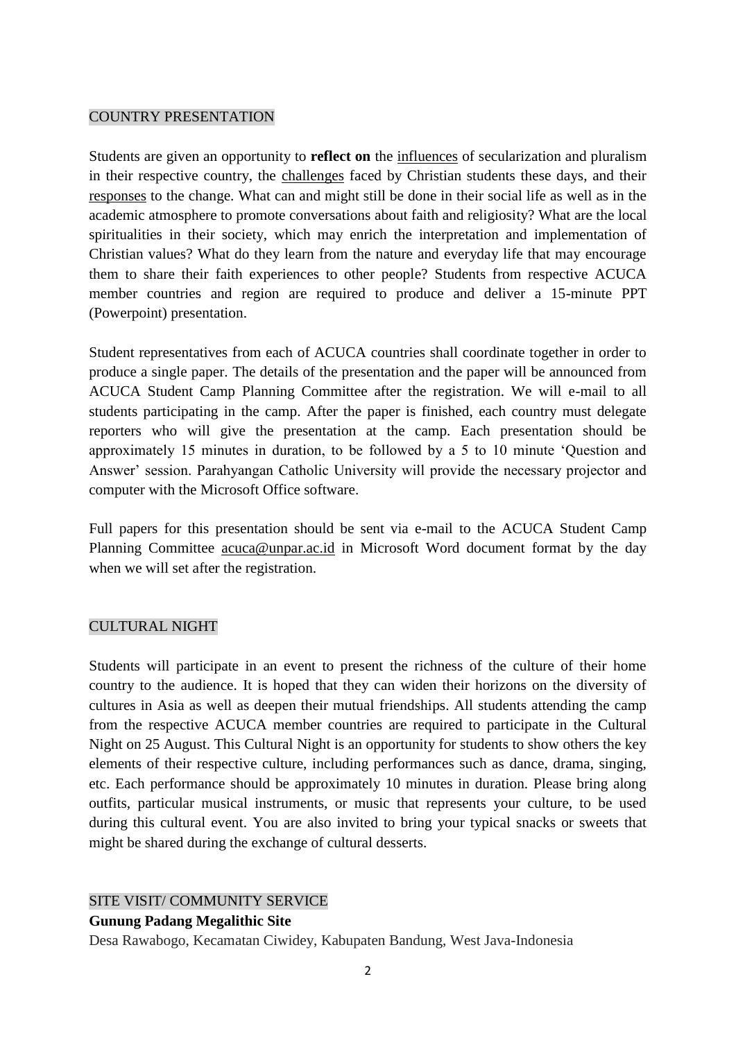## COUNTRY PRESENTATION

Students are given an opportunity to **reflect on** the influences of secularization and pluralism in their respective country, the challenges faced by Christian students these days, and their responses to the change. What can and might still be done in their social life as well as in the academic atmosphere to promote conversations about faith and religiosity? What are the local spiritualities in their society, which may enrich the interpretation and implementation of Christian values? What do they learn from the nature and everyday life that may encourage them to share their faith experiences to other people? Students from respective ACUCA member countries and region are required to produce and deliver a 15-minute PPT (Powerpoint) presentation.

Student representatives from each of ACUCA countries shall coordinate together in order to produce a single paper. The details of the presentation and the paper will be announced from ACUCA Student Camp Planning Committee after the registration. We will e-mail to all students participating in the camp. After the paper is finished, each country must delegate reporters who will give the presentation at the camp. Each presentation should be approximately 15 minutes in duration, to be followed by a 5 to 10 minute 'Question and Answer' session. Parahyangan Catholic University will provide the necessary projector and computer with the Microsoft Office software.

Full papers for this presentation should be sent via e-mail to the ACUCA Student Camp Planning Committee acuca@unpar.ac.id in Microsoft Word document format by the day when we will set after the registration.

## CULTURAL NIGHT

Students will participate in an event to present the richness of the culture of their home country to the audience. It is hoped that they can widen their horizons on the diversity of cultures in Asia as well as deepen their mutual friendships. All students attending the camp from the respective ACUCA member countries are required to participate in the Cultural Night on 25 August. This Cultural Night is an opportunity for students to show others the key elements of their respective culture, including performances such as dance, drama, singing, etc. Each performance should be approximately 10 minutes in duration. Please bring along outfits, particular musical instruments, or music that represents your culture, to be used during this cultural event. You are also invited to bring your typical snacks or sweets that might be shared during the exchange of cultural desserts.

## SITE VISIT/ COMMUNITY SERVICE

**Gunung Padang Megalithic Site**

Desa Rawabogo, Kecamatan Ciwidey, Kabupaten Bandung, West Java-Indonesia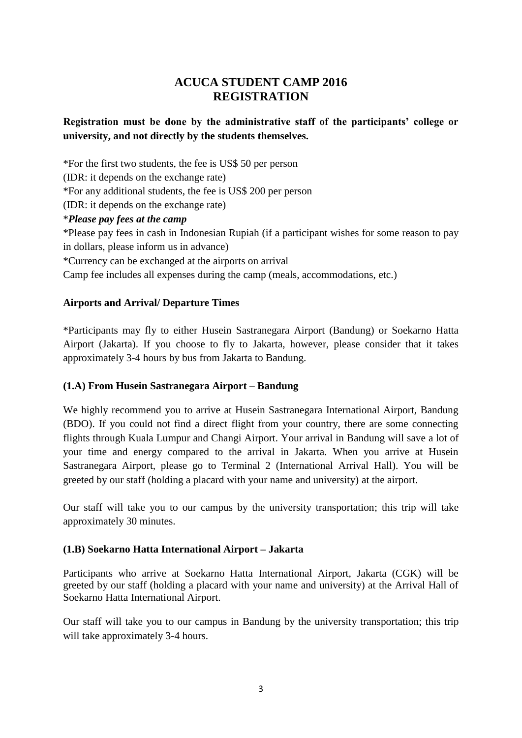# ACUCA STUDENT CAMP 2016
# REGISTRATION

**Registration must be done by the administrative staff of the participants' college or university, and not directly by the students themselves.**

*For the first two students, the fee is US$ 50 per person
(IDR: it depends on the exchange rate)
*For any additional students, the fee is US$ 200 per person
(IDR: it depends on the exchange rate)
****Please pay fees at the camp***
*Please pay fees in cash in Indonesian Rupiah (if a participant wishes for some reason to pay in dollars, please inform us in advance)
*Currency can be exchanged at the airports on arrival
Camp fee includes all expenses during the camp (meals, accommodations, etc.)

**Airports and Arrival/ Departure Times**

*Participants may fly to either Husein Sastranegara Airport (Bandung) or Soekarno Hatta Airport (Jakarta). If you choose to fly to Jakarta, however, please consider that it takes approximately 3-4 hours by bus from Jakarta to Bandung.

**(1.A) From Husein Sastranegara Airport – Bandung**

We highly recommend you to arrive at Husein Sastranegara International Airport, Bandung (BDO). If you could not find a direct flight from your country, there are some connecting flights through Kuala Lumpur and Changi Airport. Your arrival in Bandung will save a lot of your time and energy compared to the arrival in Jakarta. When you arrive at Husein Sastranegara Airport, please go to Terminal 2 (International Arrival Hall). You will be greeted by our staff (holding a placard with your name and university) at the airport.

Our staff will take you to our campus by the university transportation; this trip will take approximately 30 minutes.

**(1.B) Soekarno Hatta International Airport – Jakarta**

Participants who arrive at Soekarno Hatta International Airport, Jakarta (CGK) will be greeted by our staff (holding a placard with your name and university) at the Arrival Hall of Soekarno Hatta International Airport.

Our staff will take you to our campus in Bandung by the university transportation; this trip will take approximately 3-4 hours.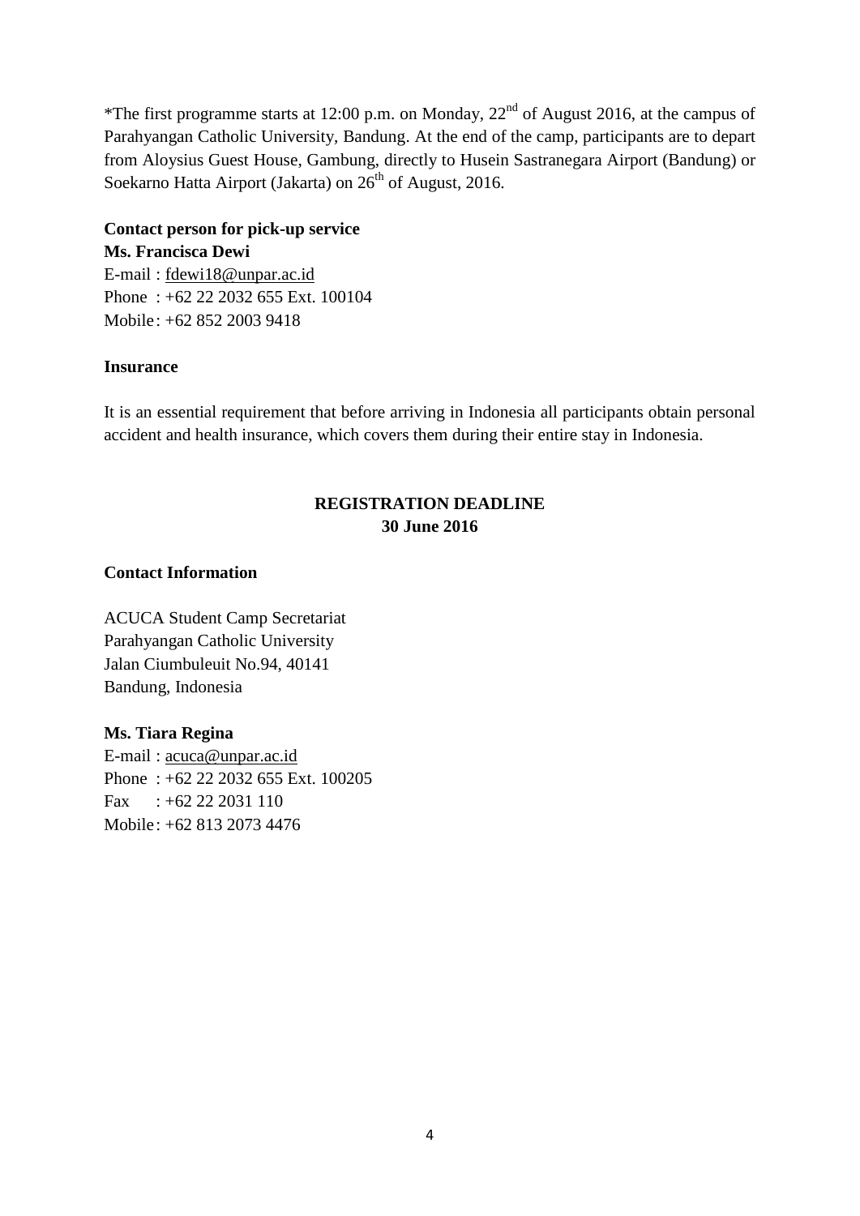*The first programme starts at 12:00 p.m. on Monday, 22nd of August 2016, at the campus of Parahyangan Catholic University, Bandung. At the end of the camp, participants are to depart from Aloysius Guest House, Gambung, directly to Husein Sastranegara Airport (Bandung) or Soekarno Hatta Airport (Jakarta) on 26th of August, 2016.

**Contact person for pick-up service**
**Ms. Francisca Dewi**
E-mail : fdewi18@unpar.ac.id
Phone : +62 22 2032 655 Ext. 100104
Mobile : +62 852 2003 9418

**Insurance**

It is an essential requirement that before arriving in Indonesia all participants obtain personal accident and health insurance, which covers them during their entire stay in Indonesia.

**REGISTRATION DEADLINE**
**30 June 2016**

**Contact Information**

ACUCA Student Camp Secretariat
Parahyangan Catholic University
Jalan Ciumbuleuit No.94, 40141
Bandung, Indonesia

**Ms. Tiara Regina**
E-mail : acuca@unpar.ac.id
Phone : +62 22 2032 655 Ext. 100205
Fax : +62 22 2031 110
Mobile : +62 813 2073 4476